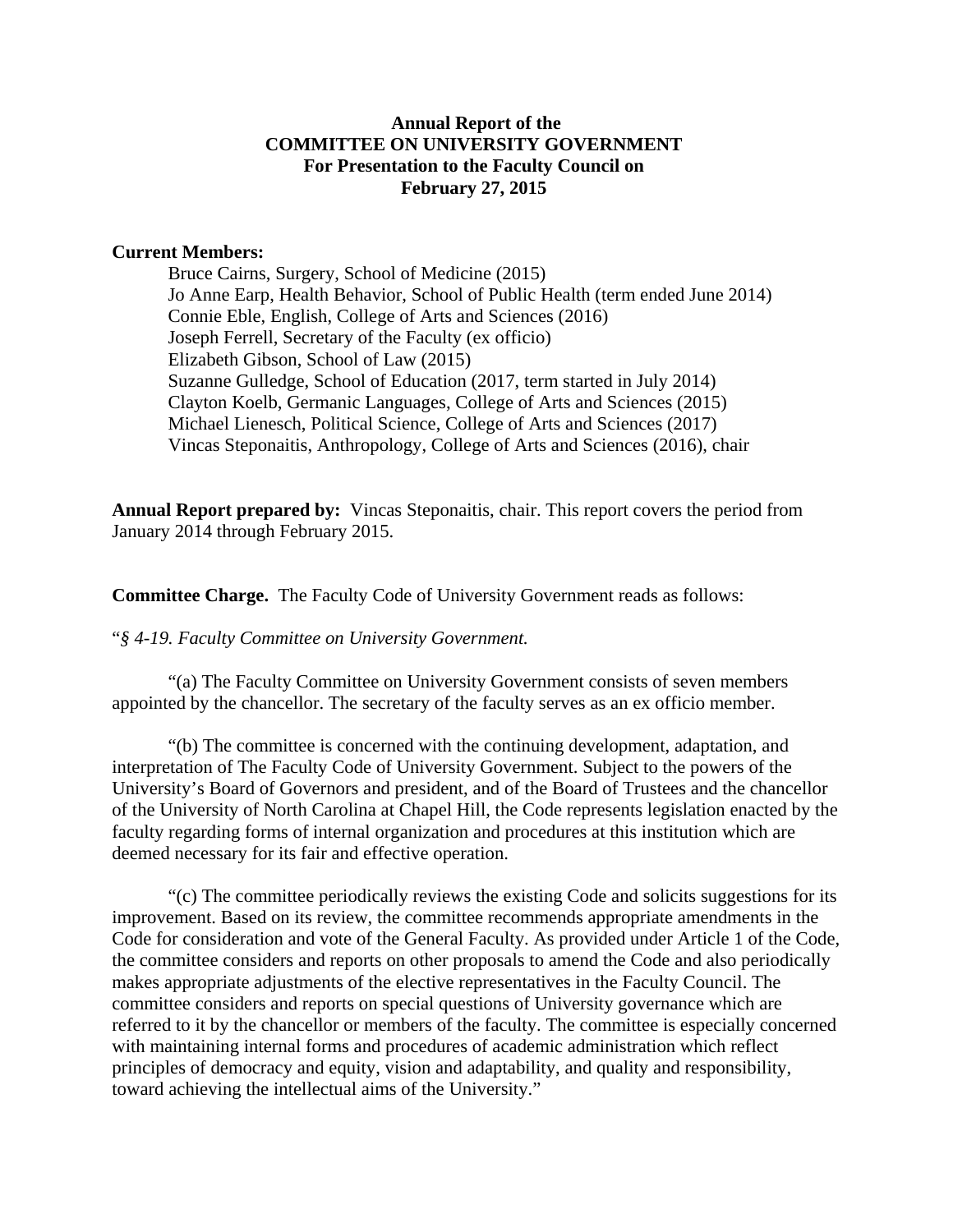**Annual Report of the**
**COMMITTEE ON UNIVERSITY GOVERNMENT**
**For Presentation to the Faculty Council on**
**February 27, 2015**

**Current Members:**

Bruce Cairns, Surgery, School of Medicine (2015)
Jo Anne Earp, Health Behavior, School of Public Health (term ended June 2014)
Connie Eble, English, College of Arts and Sciences (2016)
Joseph Ferrell, Secretary of the Faculty (ex officio)
Elizabeth Gibson, School of Law (2015)
Suzanne Gulledge, School of Education (2017, term started in July 2014)
Clayton Koelb, Germanic Languages, College of Arts and Sciences (2015)
Michael Lienesch, Political Science, College of Arts and Sciences (2017)
Vincas Steponaitis, Anthropology, College of Arts and Sciences (2016), chair

**Annual Report prepared by:** Vincas Steponaitis, chair. This report covers the period from January 2014 through February 2015.

**Committee Charge.** The Faculty Code of University Government reads as follows:

"*§ 4-19. Faculty Committee on University Government.*

"(a) The Faculty Committee on University Government consists of seven members appointed by the chancellor. The secretary of the faculty serves as an ex officio member.

"(b) The committee is concerned with the continuing development, adaptation, and interpretation of The Faculty Code of University Government. Subject to the powers of the University's Board of Governors and president, and of the Board of Trustees and the chancellor of the University of North Carolina at Chapel Hill, the Code represents legislation enacted by the faculty regarding forms of internal organization and procedures at this institution which are deemed necessary for its fair and effective operation.

"(c) The committee periodically reviews the existing Code and solicits suggestions for its improvement. Based on its review, the committee recommends appropriate amendments in the Code for consideration and vote of the General Faculty. As provided under Article 1 of the Code, the committee considers and reports on other proposals to amend the Code and also periodically makes appropriate adjustments of the elective representatives in the Faculty Council. The committee considers and reports on special questions of University governance which are referred to it by the chancellor or members of the faculty. The committee is especially concerned with maintaining internal forms and procedures of academic administration which reflect principles of democracy and equity, vision and adaptability, and quality and responsibility, toward achieving the intellectual aims of the University."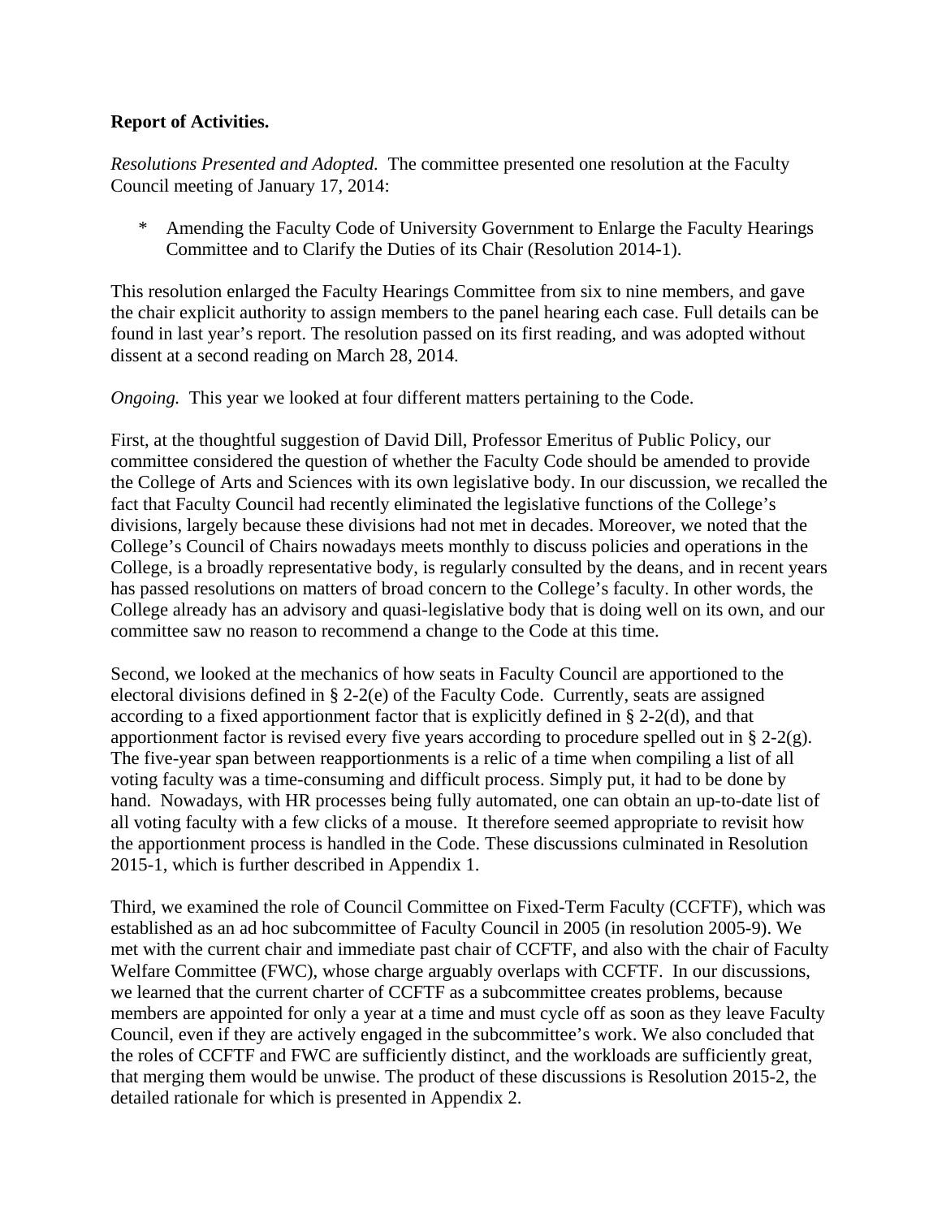**Report of Activities.**

*Resolutions Presented and Adopted.* The committee presented one resolution at the Faculty Council meeting of January 17, 2014:

\* Amending the Faculty Code of University Government to Enlarge the Faculty Hearings Committee and to Clarify the Duties of its Chair (Resolution 2014-1).

This resolution enlarged the Faculty Hearings Committee from six to nine members, and gave the chair explicit authority to assign members to the panel hearing each case. Full details can be found in last year's report. The resolution passed on its first reading, and was adopted without dissent at a second reading on March 28, 2014.

*Ongoing.* This year we looked at four different matters pertaining to the Code.

First, at the thoughtful suggestion of David Dill, Professor Emeritus of Public Policy, our committee considered the question of whether the Faculty Code should be amended to provide the College of Arts and Sciences with its own legislative body. In our discussion, we recalled the fact that Faculty Council had recently eliminated the legislative functions of the College's divisions, largely because these divisions had not met in decades. Moreover, we noted that the College's Council of Chairs nowadays meets monthly to discuss policies and operations in the College, is a broadly representative body, is regularly consulted by the deans, and in recent years has passed resolutions on matters of broad concern to the College's faculty. In other words, the College already has an advisory and quasi-legislative body that is doing well on its own, and our committee saw no reason to recommend a change to the Code at this time.

Second, we looked at the mechanics of how seats in Faculty Council are apportioned to the electoral divisions defined in § 2-2(e) of the Faculty Code. Currently, seats are assigned according to a fixed apportionment factor that is explicitly defined in § 2-2(d), and that apportionment factor is revised every five years according to procedure spelled out in § 2-2(g). The five-year span between reapportionments is a relic of a time when compiling a list of all voting faculty was a time-consuming and difficult process. Simply put, it had to be done by hand. Nowadays, with HR processes being fully automated, one can obtain an up-to-date list of all voting faculty with a few clicks of a mouse. It therefore seemed appropriate to revisit how the apportionment process is handled in the Code. These discussions culminated in Resolution 2015-1, which is further described in Appendix 1.

Third, we examined the role of Council Committee on Fixed-Term Faculty (CCFTF), which was established as an ad hoc subcommittee of Faculty Council in 2005 (in resolution 2005-9). We met with the current chair and immediate past chair of CCFTF, and also with the chair of Faculty Welfare Committee (FWC), whose charge arguably overlaps with CCFTF. In our discussions, we learned that the current charter of CCFTF as a subcommittee creates problems, because members are appointed for only a year at a time and must cycle off as soon as they leave Faculty Council, even if they are actively engaged in the subcommittee's work. We also concluded that the roles of CCFTF and FWC are sufficiently distinct, and the workloads are sufficiently great, that merging them would be unwise. The product of these discussions is Resolution 2015-2, the detailed rationale for which is presented in Appendix 2.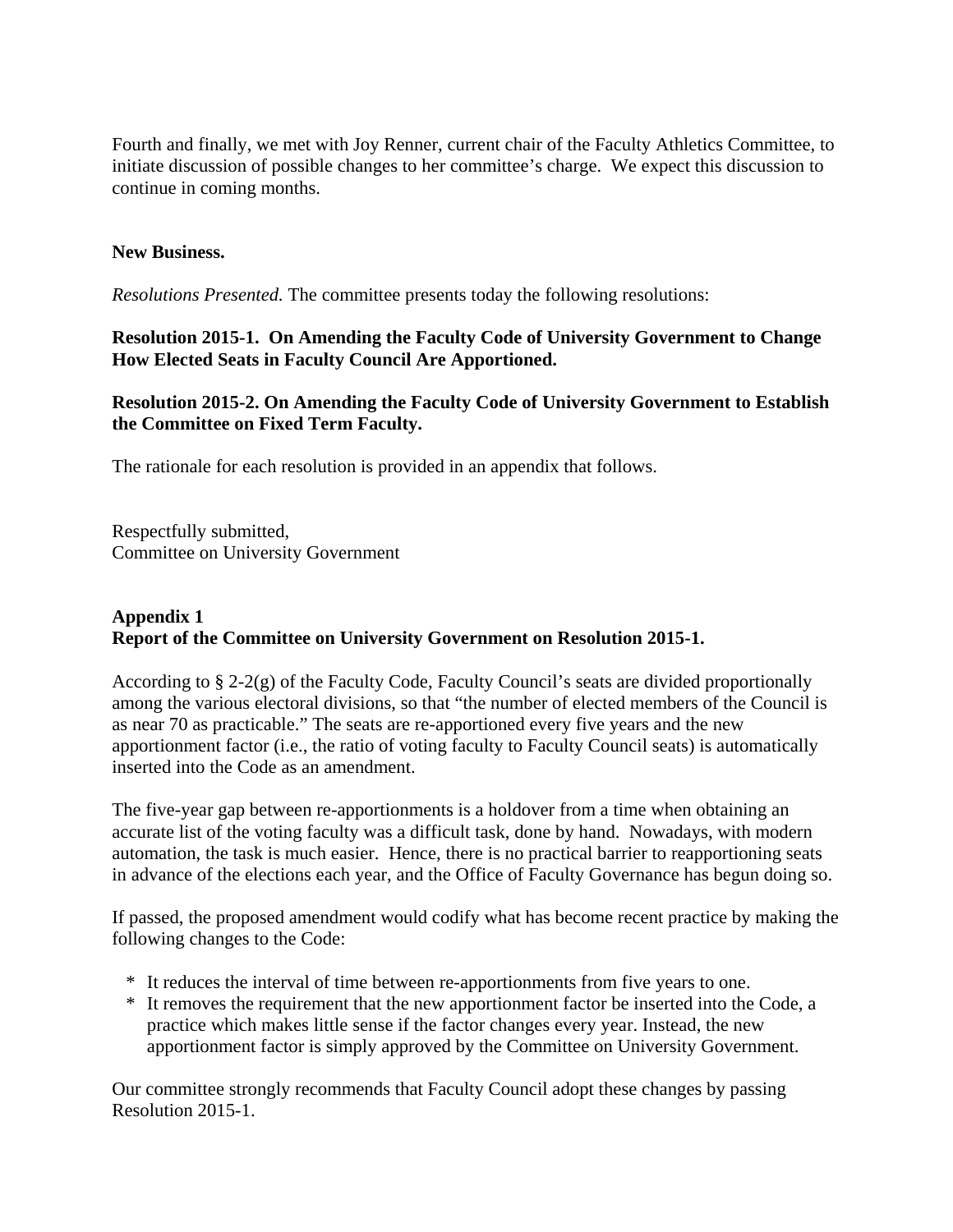Fourth and finally, we met with Joy Renner, current chair of the Faculty Athletics Committee, to initiate discussion of possible changes to her committee's charge. We expect this discussion to continue in coming months.

**New Business.**

*Resolutions Presented.* The committee presents today the following resolutions:

**Resolution 2015-1. On Amending the Faculty Code of University Government to Change How Elected Seats in Faculty Council Are Apportioned.**

**Resolution 2015-2. On Amending the Faculty Code of University Government to Establish the Committee on Fixed Term Faculty.**

The rationale for each resolution is provided in an appendix that follows.

Respectfully submitted,
Committee on University Government

**Appendix 1**
**Report of the Committee on University Government on Resolution 2015-1.**

According to § 2-2(g) of the Faculty Code, Faculty Council's seats are divided proportionally among the various electoral divisions, so that "the number of elected members of the Council is as near 70 as practicable." The seats are re-apportioned every five years and the new apportionment factor (i.e., the ratio of voting faculty to Faculty Council seats) is automatically inserted into the Code as an amendment.

The five-year gap between re-apportionments is a holdover from a time when obtaining an accurate list of the voting faculty was a difficult task, done by hand. Nowadays, with modern automation, the task is much easier. Hence, there is no practical barrier to reapportioning seats in advance of the elections each year, and the Office of Faculty Governance has begun doing so.

If passed, the proposed amendment would codify what has become recent practice by making the following changes to the Code:

* It reduces the interval of time between re-apportionments from five years to one.
* It removes the requirement that the new apportionment factor be inserted into the Code, a practice which makes little sense if the factor changes every year. Instead, the new apportionment factor is simply approved by the Committee on University Government.

Our committee strongly recommends that Faculty Council adopt these changes by passing Resolution 2015-1.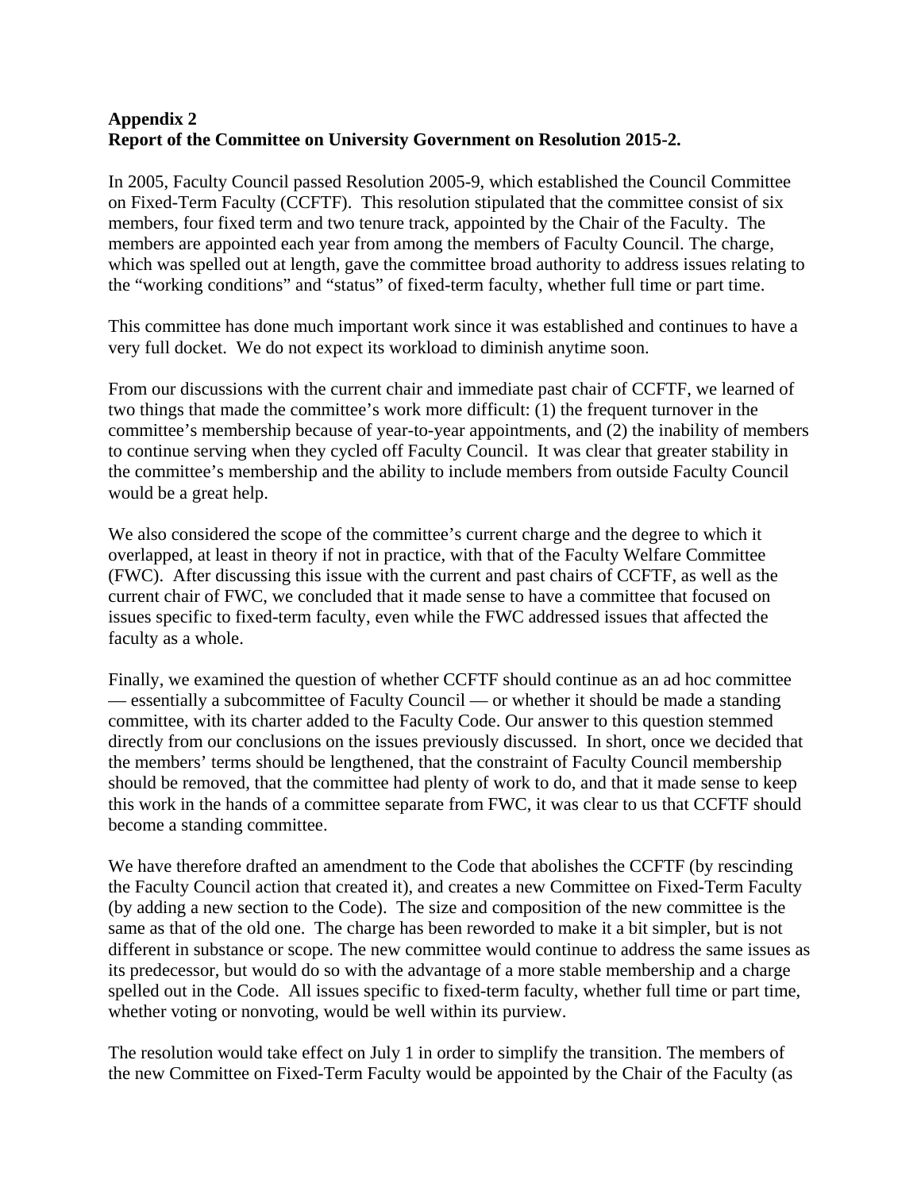**Appendix 2**
**Report of the Committee on University Government on Resolution 2015-2.**

In 2005, Faculty Council passed Resolution 2005-9, which established the Council Committee on Fixed-Term Faculty (CCFTF). This resolution stipulated that the committee consist of six members, four fixed term and two tenure track, appointed by the Chair of the Faculty. The members are appointed each year from among the members of Faculty Council. The charge, which was spelled out at length, gave the committee broad authority to address issues relating to the "working conditions" and "status" of fixed-term faculty, whether full time or part time.

This committee has done much important work since it was established and continues to have a very full docket. We do not expect its workload to diminish anytime soon.

From our discussions with the current chair and immediate past chair of CCFTF, we learned of two things that made the committee's work more difficult: (1) the frequent turnover in the committee's membership because of year-to-year appointments, and (2) the inability of members to continue serving when they cycled off Faculty Council. It was clear that greater stability in the committee's membership and the ability to include members from outside Faculty Council would be a great help.

We also considered the scope of the committee's current charge and the degree to which it overlapped, at least in theory if not in practice, with that of the Faculty Welfare Committee (FWC). After discussing this issue with the current and past chairs of CCFTF, as well as the current chair of FWC, we concluded that it made sense to have a committee that focused on issues specific to fixed-term faculty, even while the FWC addressed issues that affected the faculty as a whole.

Finally, we examined the question of whether CCFTF should continue as an ad hoc committee — essentially a subcommittee of Faculty Council — or whether it should be made a standing committee, with its charter added to the Faculty Code. Our answer to this question stemmed directly from our conclusions on the issues previously discussed. In short, once we decided that the members' terms should be lengthened, that the constraint of Faculty Council membership should be removed, that the committee had plenty of work to do, and that it made sense to keep this work in the hands of a committee separate from FWC, it was clear to us that CCFTF should become a standing committee.

We have therefore drafted an amendment to the Code that abolishes the CCFTF (by rescinding the Faculty Council action that created it), and creates a new Committee on Fixed-Term Faculty (by adding a new section to the Code). The size and composition of the new committee is the same as that of the old one. The charge has been reworded to make it a bit simpler, but is not different in substance or scope. The new committee would continue to address the same issues as its predecessor, but would do so with the advantage of a more stable membership and a charge spelled out in the Code. All issues specific to fixed-term faculty, whether full time or part time, whether voting or nonvoting, would be well within its purview.

The resolution would take effect on July 1 in order to simplify the transition. The members of the new Committee on Fixed-Term Faculty would be appointed by the Chair of the Faculty (as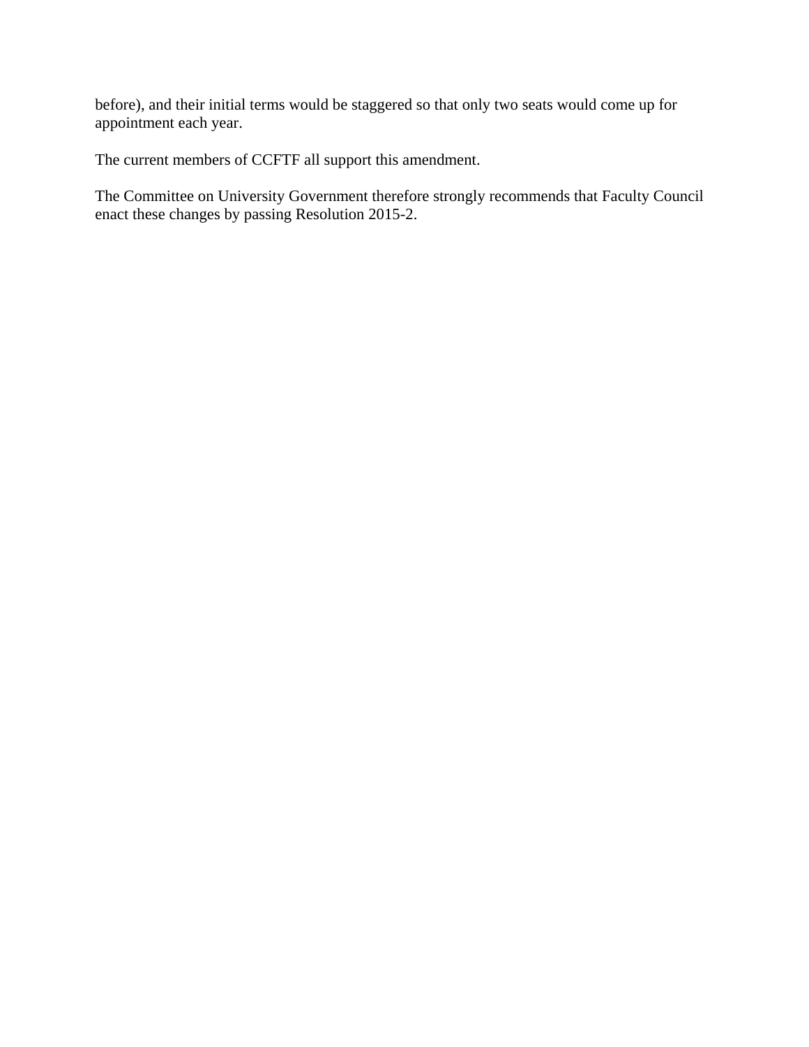before), and their initial terms would be staggered so that only two seats would come up for appointment each year.

The current members of CCFTF all support this amendment.

The Committee on University Government therefore strongly recommends that Faculty Council enact these changes by passing Resolution 2015-2.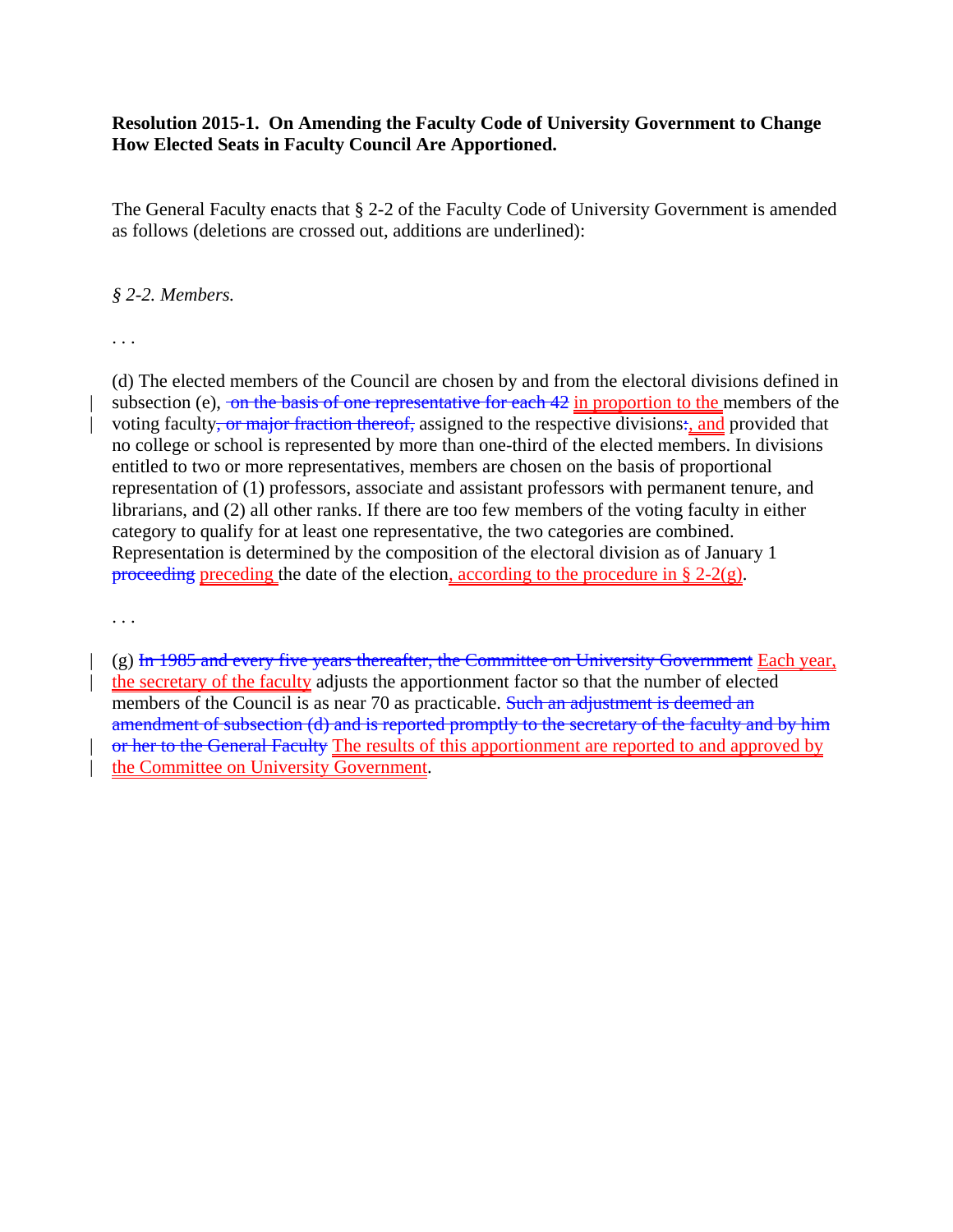**Resolution 2015-1. On Amending the Faculty Code of University Government to Change How Elected Seats in Faculty Council Are Apportioned.**

The General Faculty enacts that § 2-2 of the Faculty Code of University Government is amended as follows (deletions are crossed out, additions are underlined):

*§ 2-2. Members.*

. . .

(d) The elected members of the Council are chosen by and from the electoral divisions defined in subsection (e), ~~on the basis of one representative for each 42~~ <u>in proportion to the</u> members of the voting faculty~~, or major fraction thereof,~~ assigned to the respective divisions~~:~~<u>, and</u> provided that no college or school is represented by more than one-third of the elected members. In divisions entitled to two or more representatives, members are chosen on the basis of proportional representation of (1) professors, associate and assistant professors with permanent tenure, and librarians, and (2) all other ranks. If there are too few members of the voting faculty in either category to qualify for at least one representative, the two categories are combined. Representation is determined by the composition of the electoral division as of January 1 ~~proceeding~~ <u>preceding</u> the date of the election<u>, according to the procedure in § 2-2(g)</u>.

. . .

(g) ~~In 1985 and every five years thereafter, the Committee on University Government~~ <u>Each year, the secretary of the faculty</u> adjusts the apportionment factor so that the number of elected members of the Council is as near 70 as practicable. ~~Such an adjustment is deemed an amendment of subsection (d) and is reported promptly to the secretary of the faculty and by him or her to the General Faculty~~ <u>The results of this apportionment are reported to and approved by the Committee on University Government</u>.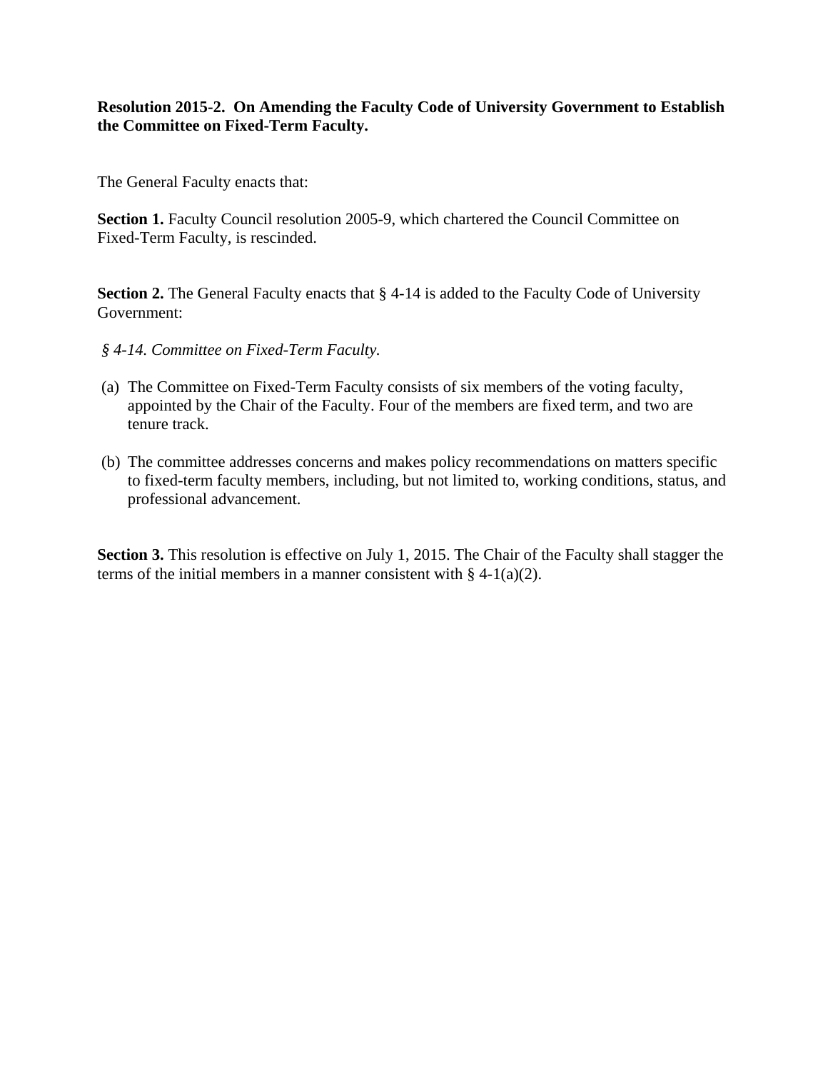**Resolution 2015-2. On Amending the Faculty Code of University Government to Establish the Committee on Fixed-Term Faculty.**

The General Faculty enacts that:

**Section 1.** Faculty Council resolution 2005-9, which chartered the Council Committee on Fixed-Term Faculty, is rescinded.

**Section 2.** The General Faculty enacts that § 4-14 is added to the Faculty Code of University Government:

*§ 4-14. Committee on Fixed-Term Faculty.*

(a) The Committee on Fixed-Term Faculty consists of six members of the voting faculty, appointed by the Chair of the Faculty. Four of the members are fixed term, and two are tenure track.

(b) The committee addresses concerns and makes policy recommendations on matters specific to fixed-term faculty members, including, but not limited to, working conditions, status, and professional advancement.

**Section 3.** This resolution is effective on July 1, 2015. The Chair of the Faculty shall stagger the terms of the initial members in a manner consistent with § 4-1(a)(2).